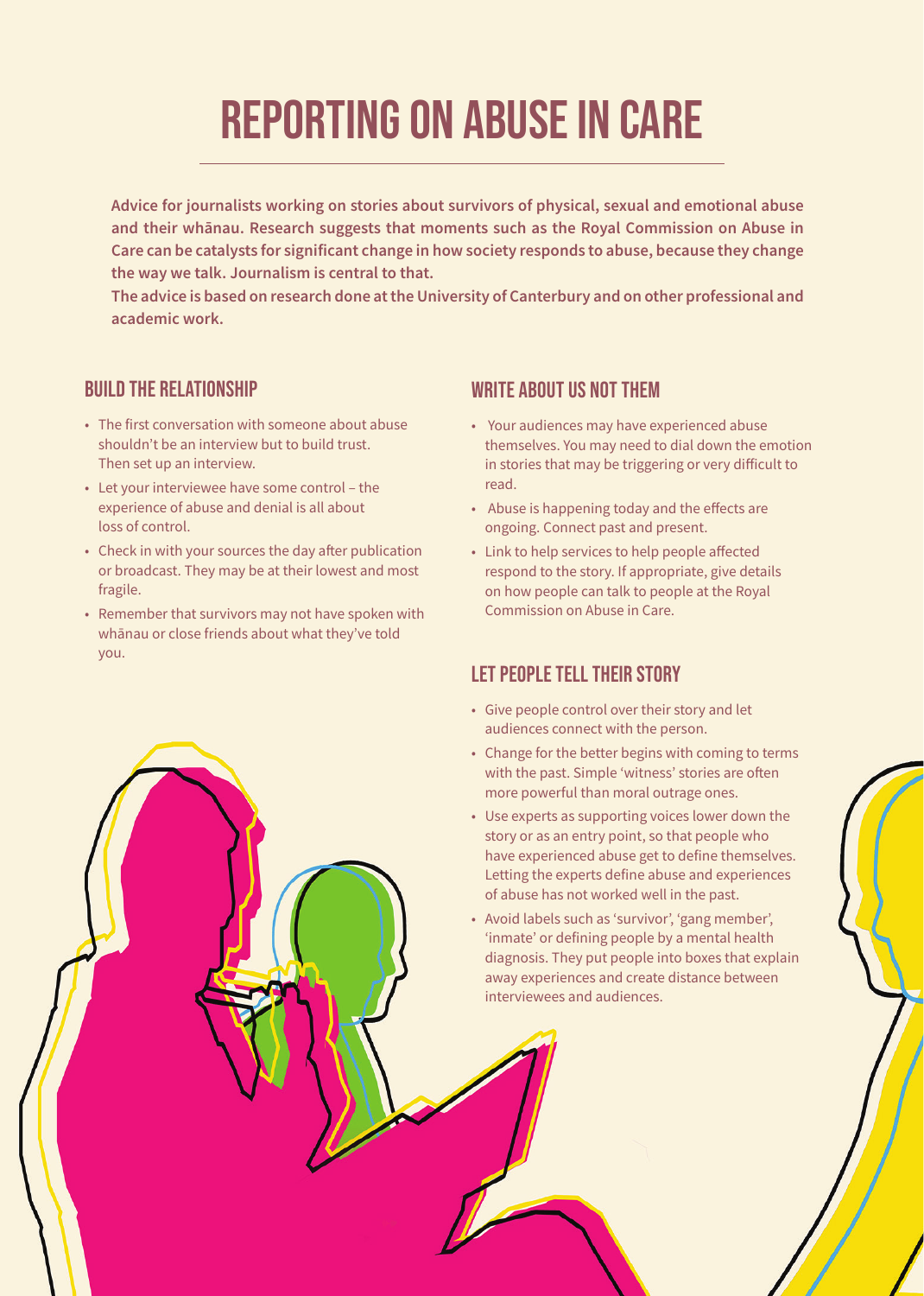# REPORTING ON ABUSE IN CARE

**Advice for journalists working on stories about survivors of physical, sexual and emotional abuse and their whānau. Research suggests that moments such as the Royal Commission on Abuse in Care can be catalysts for significant change in how society responds to abuse, because they change the way we talk. Journalism is central to that.**

**The advice is based on research done at the University of Canterbury and on other professional and academic work.**

## BUILD THE RELATIONSHIP

- The first conversation with someone about abuse shouldn't be an interview but to build trust. Then set up an interview.
- Let your interviewee have some control – the experience of abuse and denial is all about loss of control.
- Check in with your sources the day after publication or broadcast. They may be at their lowest and most fragile.
- Remember that survivors may not have spoken with whānau or close friends about what they've told you.

## WRITE ABOUT US NOT THEM

- Your audiences may have experienced abuse themselves. You may need to dial down the emotion in stories that may be triggering or very difficult to read.
- Abuse is happening today and the effects are ongoing. Connect past and present.
- Link to help services to help people affected respond to the story. If appropriate, give details on how people can talk to people at the Royal Commission on Abuse in Care.

## LET PEOPLE TELL THEIR STORY

- Give people control over their story and let audiences connect with the person.
- Change for the better begins with coming to terms with the past. Simple 'witness' stories are often more powerful than moral outrage ones.
- Use experts as supporting voices lower down the story or as an entry point, so that people who have experienced abuse get to define themselves. Letting the experts define abuse and experiences of abuse has not worked well in the past.
- Avoid labels such as 'survivor', 'gang member', 'inmate' or defining people by a mental health diagnosis. They put people into boxes that explain away experiences and create distance between interviewees and audiences.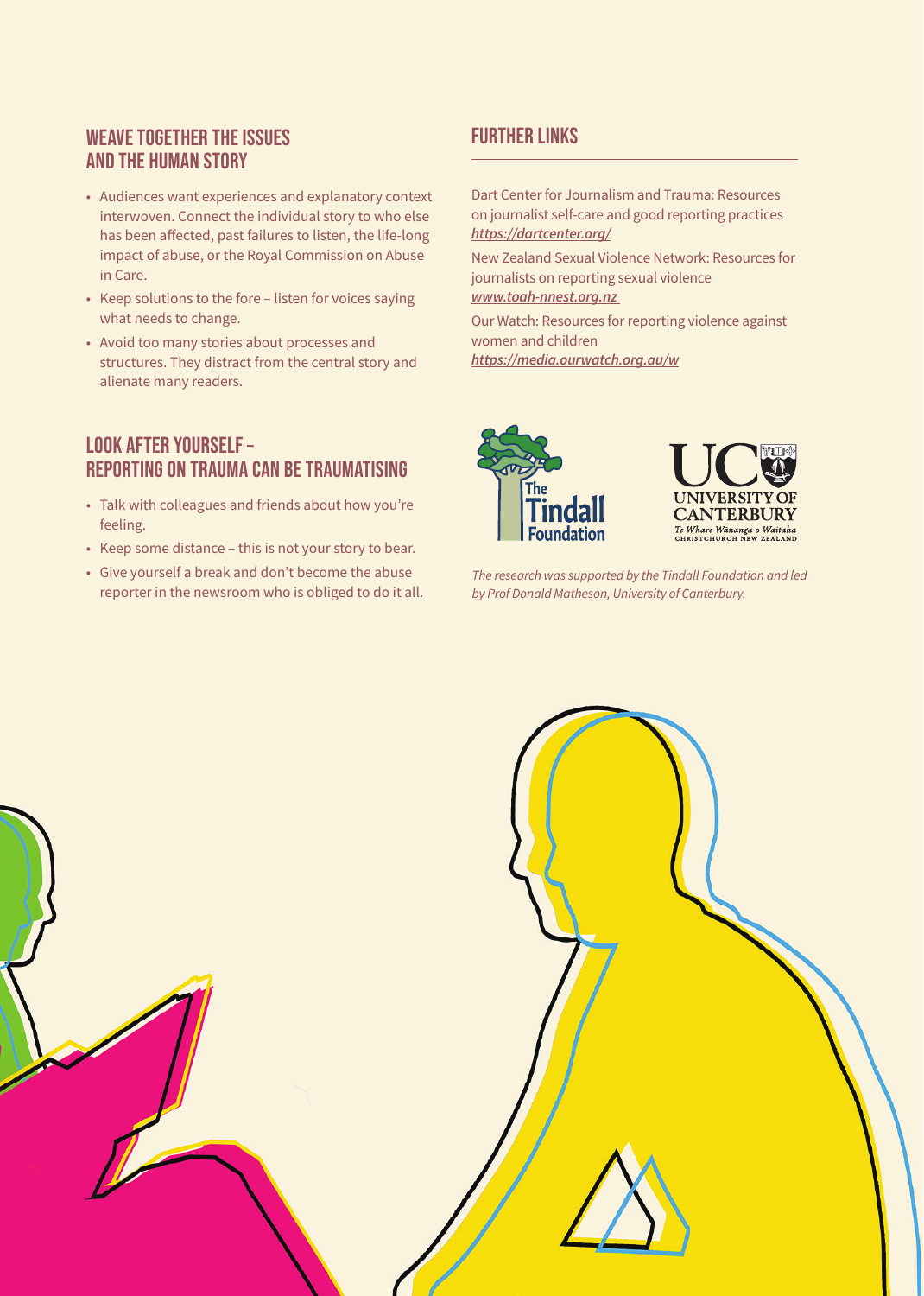## WEAVE TOGETHER THE ISSUES AND THE HUMAN STORY

- Audiences want experiences and explanatory context interwoven. Connect the individual story to who else has been affected, past failures to listen, the life-long impact of abuse, or the Royal Commission on Abuse in Care.
- Keep solutions to the fore – listen for voices saying what needs to change.
- Avoid too many stories about processes and structures. They distract from the central story and alienate many readers.

## LOOK AFTER YOURSELF – REPORTING ON TRAUMA CAN BE TRAUMATISING

- Talk with colleagues and friends about how you're feeling.
- Keep some distance – this is not your story to bear.
- Give yourself a break and don't become the abuse reporter in the newsroom who is obliged to do it all.

## FURTHER LINKS

Dart Center for Journalism and Trauma: Resources on journalist self-care and good reporting practices
***https://dartcenter.org/***

New Zealand Sexual Violence Network: Resources for journalists on reporting sexual violence
***www.toah-nnest.org.nz***

Our Watch: Resources for reporting violence against women and children
***https://media.ourwatch.org.au/w***

The Tindall Foundation

UC UNIVERSITY OF CANTERBURY
Te Whare Wānanga o Waitaha
CHRISTCHURCH NEW ZEALAND

*The research was supported by the Tindall Foundation and led by Prof Donald Matheson, University of Canterbury.*